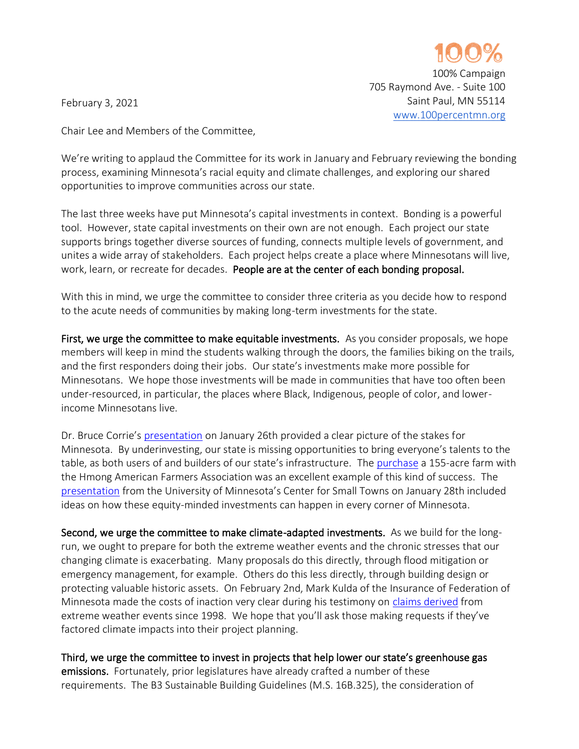100%

100% Campaign
705 Raymond Ave. - Suite 100
Saint Paul, MN 55114
www.100percentmn.org

February 3, 2021

Chair Lee and Members of the Committee,

We're writing to applaud the Committee for its work in January and February reviewing the bonding process, examining Minnesota's racial equity and climate challenges, and exploring our shared opportunities to improve communities across our state.

The last three weeks have put Minnesota's capital investments in context. Bonding is a powerful tool. However, state capital investments on their own are not enough. Each project our state supports brings together diverse sources of funding, connects multiple levels of government, and unites a wide array of stakeholders. Each project helps create a place where Minnesotans will live, work, learn, or recreate for decades. **People are at the center of each bonding proposal.**

With this in mind, we urge the committee to consider three criteria as you decide how to respond to the acute needs of communities by making long-term investments for the state.

**First, we urge the committee to make equitable investments.** As you consider proposals, we hope members will keep in mind the students walking through the doors, the families biking on the trails, and the first responders doing their jobs. Our state's investments make more possible for Minnesotans. We hope those investments will be made in communities that have too often been under-resourced, in particular, the places where Black, Indigenous, people of color, and lower-income Minnesotans live.

Dr. Bruce Corrie's presentation on January 26th provided a clear picture of the stakes for Minnesota. By underinvesting, our state is missing opportunities to bring everyone's talents to the table, as both users of and builders of our state's infrastructure. The purchase a 155-acre farm with the Hmong American Farmers Association was an excellent example of this kind of success. The presentation from the University of Minnesota's Center for Small Towns on January 28th included ideas on how these equity-minded investments can happen in every corner of Minnesota.

**Second, we urge the committee to make climate-adapted investments.** As we build for the long-run, we ought to prepare for both the extreme weather events and the chronic stresses that our changing climate is exacerbating. Many proposals do this directly, through flood mitigation or emergency management, for example. Others do this less directly, through building design or protecting valuable historic assets. On February 2nd, Mark Kulda of the Insurance of Federation of Minnesota made the costs of inaction very clear during his testimony on claims derived from extreme weather events since 1998. We hope that you'll ask those making requests if they've factored climate impacts into their project planning.

**Third, we urge the committee to invest in projects that help lower our state's greenhouse gas emissions.** Fortunately, prior legislatures have already crafted a number of these requirements. The B3 Sustainable Building Guidelines (M.S. 16B.325), the consideration of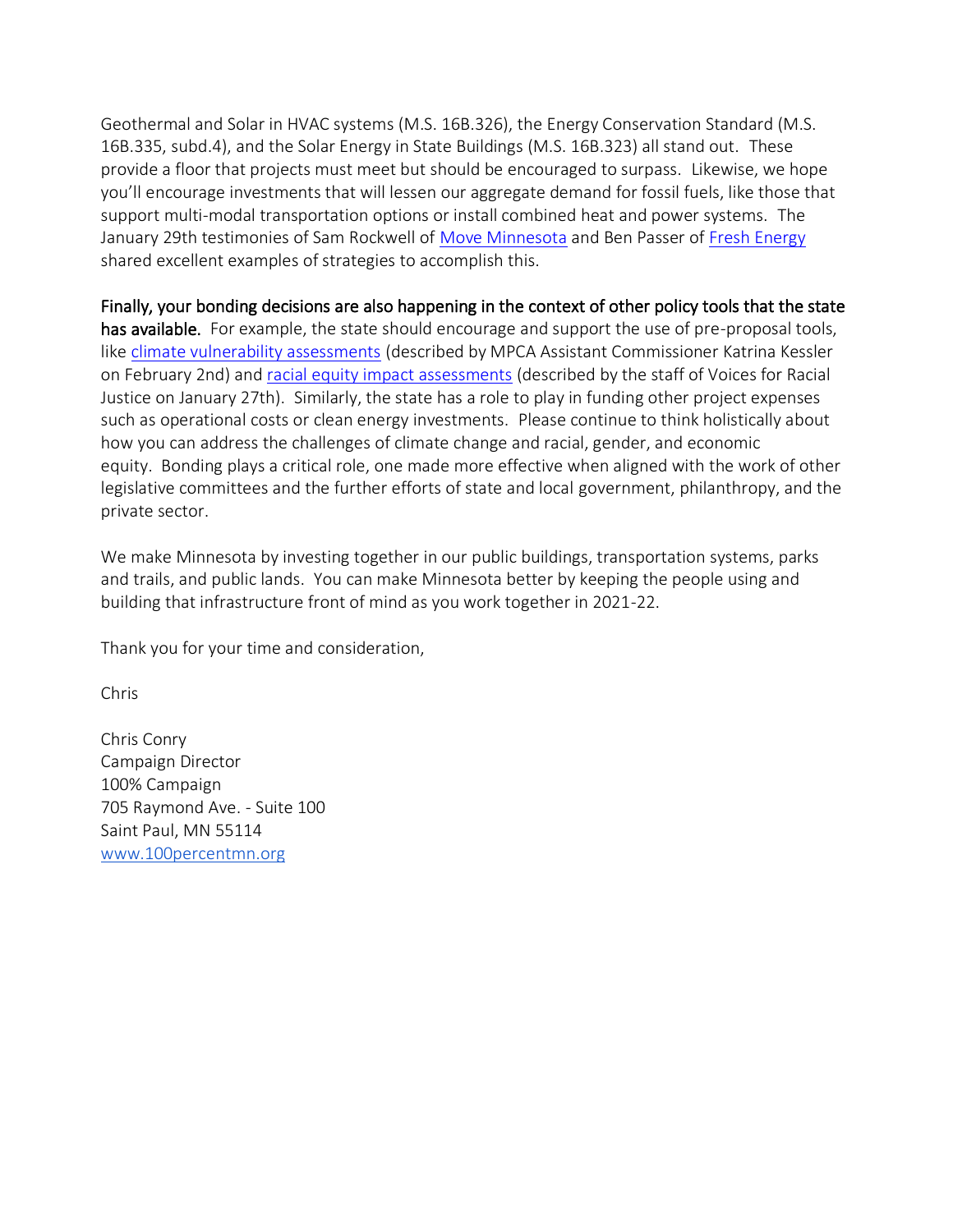Geothermal and Solar in HVAC systems (M.S. 16B.326), the Energy Conservation Standard (M.S. 16B.335, subd.4), and the Solar Energy in State Buildings (M.S. 16B.323) all stand out. These provide a floor that projects must meet but should be encouraged to surpass. Likewise, we hope you'll encourage investments that will lessen our aggregate demand for fossil fuels, like those that support multi-modal transportation options or install combined heat and power systems. The January 29th testimonies of Sam Rockwell of Move Minnesota and Ben Passer of Fresh Energy shared excellent examples of strategies to accomplish this.

**Finally, your bonding decisions are also happening in the context of other policy tools that the state has available.** For example, the state should encourage and support the use of pre-proposal tools, like climate vulnerability assessments (described by MPCA Assistant Commissioner Katrina Kessler on February 2nd) and racial equity impact assessments (described by the staff of Voices for Racial Justice on January 27th). Similarly, the state has a role to play in funding other project expenses such as operational costs or clean energy investments. Please continue to think holistically about how you can address the challenges of climate change and racial, gender, and economic equity. Bonding plays a critical role, one made more effective when aligned with the work of other legislative committees and the further efforts of state and local government, philanthropy, and the private sector.

We make Minnesota by investing together in our public buildings, transportation systems, parks and trails, and public lands. You can make Minnesota better by keeping the people using and building that infrastructure front of mind as you work together in 2021-22.

Thank you for your time and consideration,

Chris

Chris Conry
Campaign Director
100% Campaign
705 Raymond Ave. - Suite 100
Saint Paul, MN 55114
www.100percentmn.org